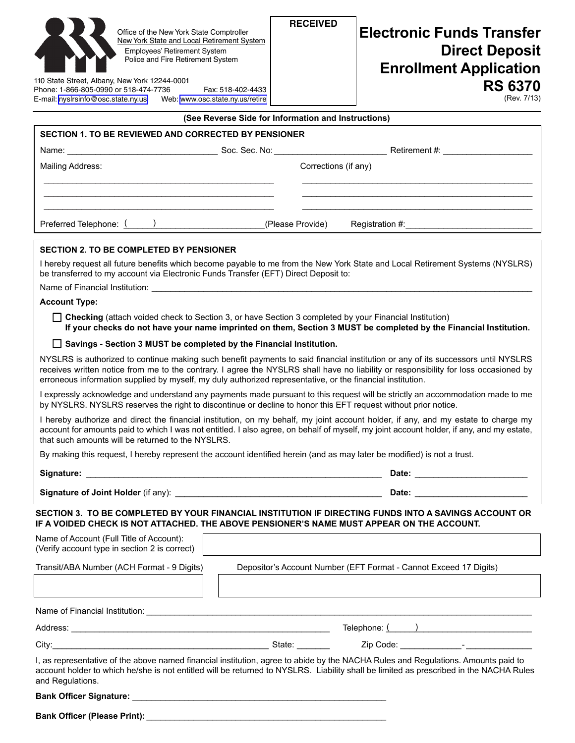Office of the New York State Comptroller
New York State and Local Retirement System
Employees' Retirement System
Police and Fire Retirement System

110 State Street, Albany, New York 12244-0001
Phone: 1-866-805-0990 or 518-474-7736 Fax: 518-402-4433
E-mail: nyslrsinfo@osc.state.ny.us Web: www.osc.state.ny.us/retire

**RECEIVED**

# Electronic Funds Transfer Direct Deposit Enrollment Application RS 6370

(Rev. 7/13)

**(See Reverse Side for Information and Instructions)**

## SECTION 1. TO BE REVIEWED AND CORRECTED BY PENSIONER

Name: ______________________________ Soc. Sec. No: ______________________ Retirement #: __________________

Mailing Address: Corrections (if any)

_____________________________________________ _____________________________________________

_____________________________________________ _____________________________________________

_____________________________________________ _____________________________________________

Preferred Telephone: ( ) ____________________(Please Provide) Registration #:________________________

## SECTION 2. TO BE COMPLETED BY PENSIONER

I hereby request all future benefits which become payable to me from the New York State and Local Retirement Systems (NYSLRS) be transferred to my account via Electronic Funds Transfer (EFT) Direct Deposit to:

Name of Financial Institution: ________________________________________________________________________

**Account Type:**

- ☐ **Checking** (attach voided check to Section 3, or have Section 3 completed by your Financial Institution) **If your checks do not have your name imprinted on them, Section 3 MUST be completed by the Financial Institution.**
- ☐ **Savings** - **Section 3 MUST be completed by the Financial Institution.**

NYSLRS is authorized to continue making such benefit payments to said financial institution or any of its successors until NYSLRS receives written notice from me to the contrary. I agree the NYSLRS shall have no liability or responsibility for loss occasioned by erroneous information supplied by myself, my duly authorized representative, or the financial institution.

I expressly acknowledge and understand any payments made pursuant to this request will be strictly an accommodation made to me by NYSLRS. NYSLRS reserves the right to discontinue or decline to honor this EFT request without prior notice.

I hereby authorize and direct the financial institution, on my behalf, my joint account holder, if any, and my estate to charge my account for amounts paid to which I was not entitled. I also agree, on behalf of myself, my joint account holder, if any, and my estate, that such amounts will be returned to the NYSLRS.

By making this request, I hereby represent the account identified herein (and as may later be modified) is not a trust.

**Signature:** ____________________________________________________________ **Date:** ______________________

**Signature of Joint Holder** (if any): ________________________________________ **Date:** ______________________

## SECTION 3. TO BE COMPLETED BY YOUR FINANCIAL INSTITUTION IF DIRECTING FUNDS INTO A SAVINGS ACCOUNT OR IF A VOIDED CHECK IS NOT ATTACHED. THE ABOVE PENSIONER'S NAME MUST APPEAR ON THE ACCOUNT.

Name of Account (Full Title of Account):
(Verify account type in section 2 is correct)

| |
|---|
| |

| Transit/ABA Number (ACH Format - 9 Digits) | Depositor's Account Number (EFT Format - Cannot Exceed 17 Digits) |
|---|---|
| | |

Name of Financial Institution: ________________________________________________________________________

Address: ______________________________________________________ Telephone: ( ) ______________________

City:_____________________________________________ State: _______ Zip Code: ____________-_____________

I, as representative of the above named financial institution, agree to abide by the NACHA Rules and Regulations. Amounts paid to account holder to which he/she is not entitled will be returned to NYSLRS. Liability shall be limited as prescribed in the NACHA Rules and Regulations.

**Bank Officer Signature:** ______________________________________________________

**Bank Officer (Please Print):** __________________________________________________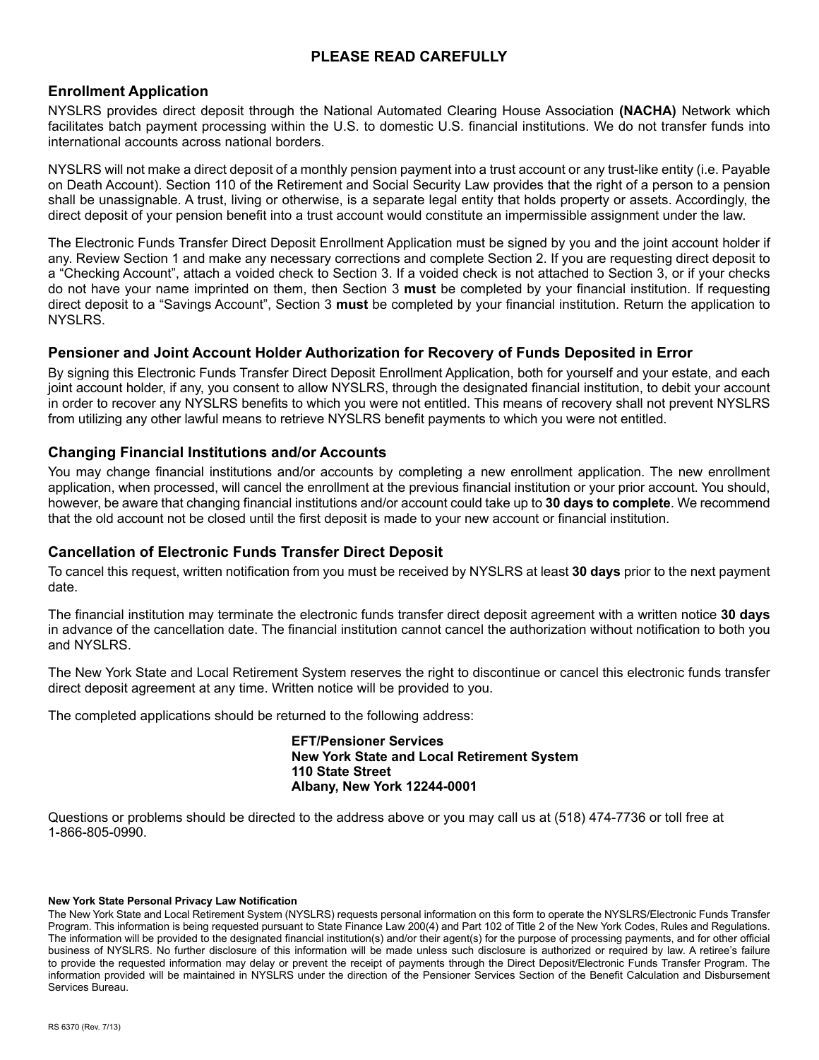# PLEASE READ CAREFULLY

## Enrollment Application

NYSLRS provides direct deposit through the National Automated Clearing House Association **(NACHA)** Network which facilitates batch payment processing within the U.S. to domestic U.S. financial institutions. We do not transfer funds into international accounts across national borders.

NYSLRS will not make a direct deposit of a monthly pension payment into a trust account or any trust-like entity (i.e. Payable on Death Account). Section 110 of the Retirement and Social Security Law provides that the right of a person to a pension shall be unassignable. A trust, living or otherwise, is a separate legal entity that holds property or assets. Accordingly, the direct deposit of your pension benefit into a trust account would constitute an impermissible assignment under the law.

The Electronic Funds Transfer Direct Deposit Enrollment Application must be signed by you and the joint account holder if any. Review Section 1 and make any necessary corrections and complete Section 2. If you are requesting direct deposit to a "Checking Account", attach a voided check to Section 3. If a voided check is not attached to Section 3, or if your checks do not have your name imprinted on them, then Section 3 **must** be completed by your financial institution. If requesting direct deposit to a "Savings Account", Section 3 **must** be completed by your financial institution. Return the application to NYSLRS.

## Pensioner and Joint Account Holder Authorization for Recovery of Funds Deposited in Error

By signing this Electronic Funds Transfer Direct Deposit Enrollment Application, both for yourself and your estate, and each joint account holder, if any, you consent to allow NYSLRS, through the designated financial institution, to debit your account in order to recover any NYSLRS benefits to which you were not entitled. This means of recovery shall not prevent NYSLRS from utilizing any other lawful means to retrieve NYSLRS benefit payments to which you were not entitled.

## Changing Financial Institutions and/or Accounts

You may change financial institutions and/or accounts by completing a new enrollment application. The new enrollment application, when processed, will cancel the enrollment at the previous financial institution or your prior account. You should, however, be aware that changing financial institutions and/or account could take up to **30 days to complete**. We recommend that the old account not be closed until the first deposit is made to your new account or financial institution.

## Cancellation of Electronic Funds Transfer Direct Deposit

To cancel this request, written notification from you must be received by NYSLRS at least **30 days** prior to the next payment date.

The financial institution may terminate the electronic funds transfer direct deposit agreement with a written notice **30 days** in advance of the cancellation date. The financial institution cannot cancel the authorization without notification to both you and NYSLRS.

The New York State and Local Retirement System reserves the right to discontinue or cancel this electronic funds transfer direct deposit agreement at any time. Written notice will be provided to you.

The completed applications should be returned to the following address:

**EFT/Pensioner Services**
**New York State and Local Retirement System**
**110 State Street**
**Albany, New York 12244-0001**

Questions or problems should be directed to the address above or you may call us at (518) 474-7736 or toll free at 1-866-805-0990.

**New York State Personal Privacy Law Notification**

The New York State and Local Retirement System (NYSLRS) requests personal information on this form to operate the NYSLRS/Electronic Funds Transfer Program. This information is being requested pursuant to State Finance Law 200(4) and Part 102 of Title 2 of the New York Codes, Rules and Regulations. The information will be provided to the designated financial institution(s) and/or their agent(s) for the purpose of processing payments, and for other official business of NYSLRS. No further disclosure of this information will be made unless such disclosure is authorized or required by law. A retiree's failure to provide the requested information may delay or prevent the receipt of payments through the Direct Deposit/Electronic Funds Transfer Program. The information provided will be maintained in NYSLRS under the direction of the Pensioner Services Section of the Benefit Calculation and Disbursement Services Bureau.

RS 6370 (Rev. 7/13)